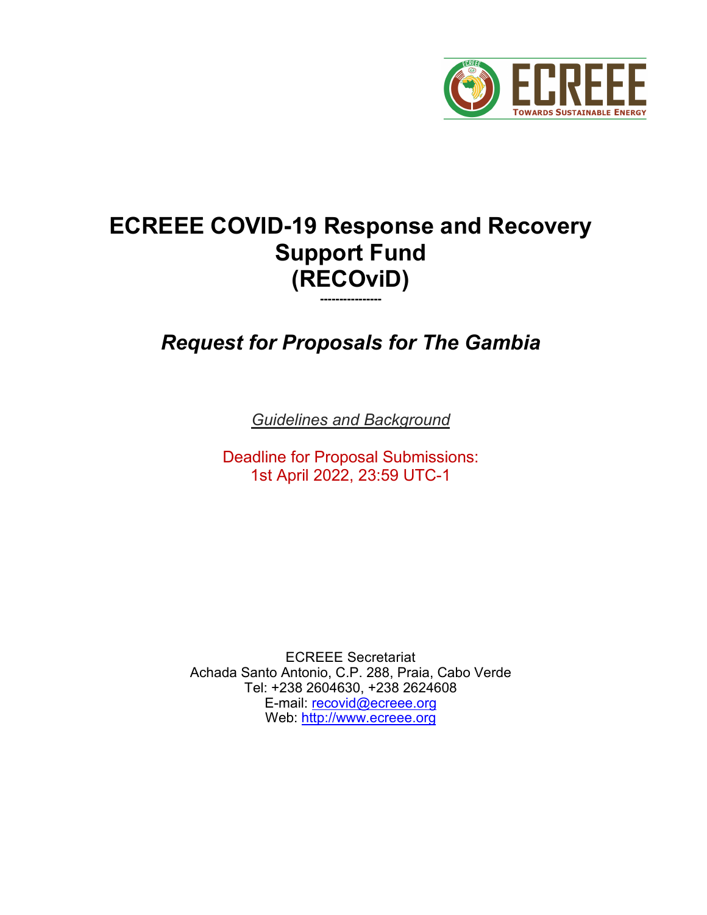# ECREEE COVID-19 Response and Recovery Support Fund (RECOviD)

---------------

## *Request for Proposals for The Gambia*

*Guidelines and Background*

Deadline for Proposal Submissions:
1st April 2022, 23:59 UTC-1

ECREEE Secretariat
Achada Santo Antonio, C.P. 288, Praia, Cabo Verde
Tel: +238 2604630, +238 2624608
E-mail: recovid@ecreee.org
Web: http://www.ecreee.org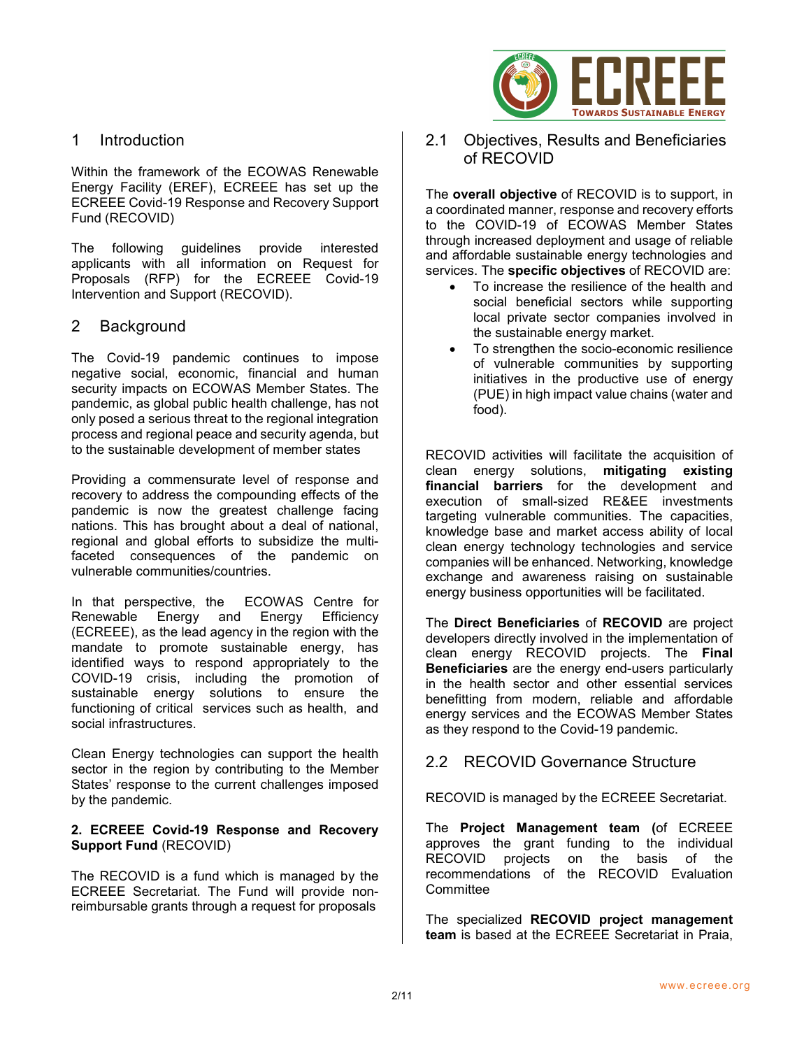## 1 Introduction

Within the framework of the ECOWAS Renewable Energy Facility (EREF), ECREEE has set up the ECREEE Covid-19 Response and Recovery Support Fund (RECOVID)

The following guidelines provide interested applicants with all information on Request for Proposals (RFP) for the ECREEE Covid-19 Intervention and Support (RECOVID).

## 2 Background

The Covid-19 pandemic continues to impose negative social, economic, financial and human security impacts on ECOWAS Member States. The pandemic, as global public health challenge, has not only posed a serious threat to the regional integration process and regional peace and security agenda, but to the sustainable development of member states

Providing a commensurate level of response and recovery to address the compounding effects of the pandemic is now the greatest challenge facing nations. This has brought about a deal of national, regional and global efforts to subsidize the multi-faceted consequences of the pandemic on vulnerable communities/countries.

In that perspective, the ECOWAS Centre for Renewable Energy and Energy Efficiency (ECREEE), as the lead agency in the region with the mandate to promote sustainable energy, has identified ways to respond appropriately to the COVID-19 crisis, including the promotion of sustainable energy solutions to ensure the functioning of critical services such as health, and social infrastructures.

Clean Energy technologies can support the health sector in the region by contributing to the Member States' response to the current challenges imposed by the pandemic.

**2. ECREEE Covid-19 Response and Recovery Support Fund** (RECOVID)

The RECOVID is a fund which is managed by the ECREEE Secretariat. The Fund will provide non-reimbursable grants through a request for proposals

### 2.1 Objectives, Results and Beneficiaries of RECOVID

The **overall objective** of RECOVID is to support, in a coordinated manner, response and recovery efforts to the COVID-19 of ECOWAS Member States through increased deployment and usage of reliable and affordable sustainable energy technologies and services. The **specific objectives** of RECOVID are:

- To increase the resilience of the health and social beneficial sectors while supporting local private sector companies involved in the sustainable energy market.
- To strengthen the socio-economic resilience of vulnerable communities by supporting initiatives in the productive use of energy (PUE) in high impact value chains (water and food).

RECOVID activities will facilitate the acquisition of clean energy solutions, **mitigating existing financial barriers** for the development and execution of small-sized RE&EE investments targeting vulnerable communities. The capacities, knowledge base and market access ability of local clean energy technology technologies and service companies will be enhanced. Networking, knowledge exchange and awareness raising on sustainable energy business opportunities will be facilitated.

The **Direct Beneficiaries** of **RECOVID** are project developers directly involved in the implementation of clean energy RECOVID projects. The **Final Beneficiaries** are the energy end-users particularly in the health sector and other essential services benefitting from modern, reliable and affordable energy services and the ECOWAS Member States as they respond to the Covid-19 pandemic.

### 2.2 RECOVID Governance Structure

RECOVID is managed by the ECREEE Secretariat.

The **Project Management team (**of ECREEE approves the grant funding to the individual RECOVID projects on the basis of the recommendations of the RECOVID Evaluation Committee

The specialized **RECOVID project management team** is based at the ECREEE Secretariat in Praia,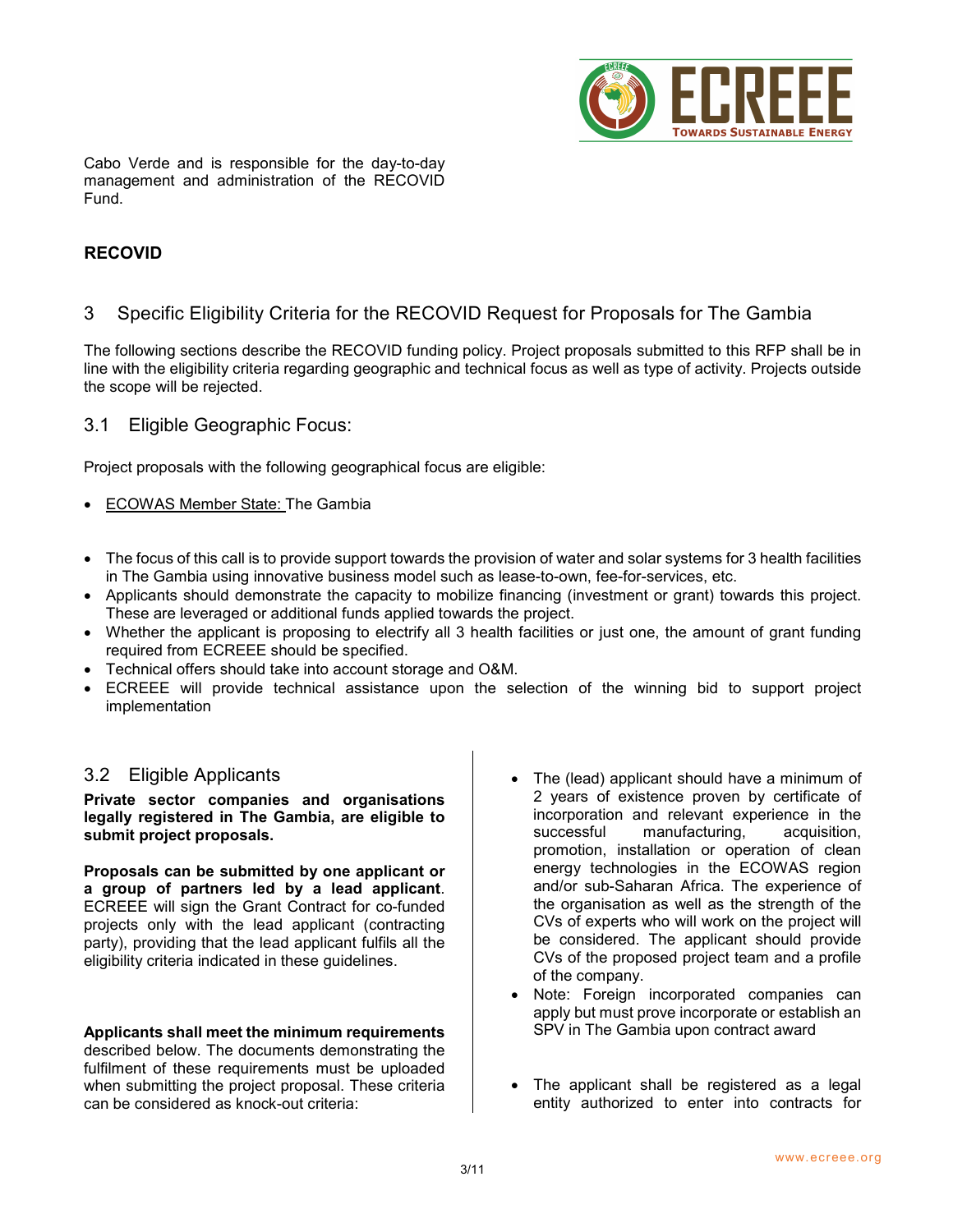Cabo Verde and is responsible for the day-to-day management and administration of the RECOVID Fund.

**RECOVID**

## 3 Specific Eligibility Criteria for the RECOVID Request for Proposals for The Gambia

The following sections describe the RECOVID funding policy. Project proposals submitted to this RFP shall be in line with the eligibility criteria regarding geographic and technical focus as well as type of activity. Projects outside the scope will be rejected.

### 3.1 Eligible Geographic Focus:

Project proposals with the following geographical focus are eligible:

- ECOWAS Member State: The Gambia

- The focus of this call is to provide support towards the provision of water and solar systems for 3 health facilities in The Gambia using innovative business model such as lease-to-own, fee-for-services, etc.
- Applicants should demonstrate the capacity to mobilize financing (investment or grant) towards this project. These are leveraged or additional funds applied towards the project.
- Whether the applicant is proposing to electrify all 3 health facilities or just one, the amount of grant funding required from ECREEE should be specified.
- Technical offers should take into account storage and O&M.
- ECREEE will provide technical assistance upon the selection of the winning bid to support project implementation

### 3.2 Eligible Applicants

**Private sector companies and organisations legally registered in The Gambia, are eligible to submit project proposals.**

**Proposals can be submitted by one applicant or a group of partners led by a lead applicant**. ECREEE will sign the Grant Contract for co-funded projects only with the lead applicant (contracting party), providing that the lead applicant fulfils all the eligibility criteria indicated in these guidelines.

**Applicants shall meet the minimum requirements** described below. The documents demonstrating the fulfilment of these requirements must be uploaded when submitting the project proposal. These criteria can be considered as knock-out criteria:

- The (lead) applicant should have a minimum of 2 years of existence proven by certificate of incorporation and relevant experience in the successful manufacturing, acquisition, promotion, installation or operation of clean energy technologies in the ECOWAS region and/or sub-Saharan Africa. The experience of the organisation as well as the strength of the CVs of experts who will work on the project will be considered. The applicant should provide CVs of the proposed project team and a profile of the company.
- Note: Foreign incorporated companies can apply but must prove incorporate or establish an SPV in The Gambia upon contract award

- The applicant shall be registered as a legal entity authorized to enter into contracts for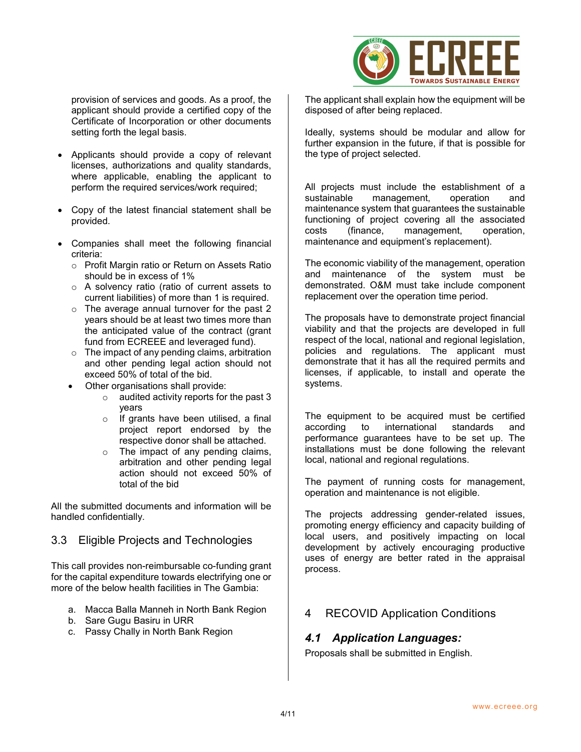provision of services and goods. As a proof, the applicant should provide a certified copy of the Certificate of Incorporation or other documents setting forth the legal basis.

- Applicants should provide a copy of relevant licenses, authorizations and quality standards, where applicable, enabling the applicant to perform the required services/work required;
- Copy of the latest financial statement shall be provided.
- Companies shall meet the following financial criteria:
  - Profit Margin ratio or Return on Assets Ratio should be in excess of 1%
  - A solvency ratio (ratio of current assets to current liabilities) of more than 1 is required.
  - The average annual turnover for the past 2 years should be at least two times more than the anticipated value of the contract (grant fund from ECREEE and leveraged fund).
  - The impact of any pending claims, arbitration and other pending legal action should not exceed 50% of total of the bid.
- Other organisations shall provide:
  - audited activity reports for the past 3 years
  - If grants have been utilised, a final project report endorsed by the respective donor shall be attached.
  - The impact of any pending claims, arbitration and other pending legal action should not exceed 50% of total of the bid

All the submitted documents and information will be handled confidentially.

## 3.3 Eligible Projects and Technologies

This call provides non-reimbursable co-funding grant for the capital expenditure towards electrifying one or more of the below health facilities in The Gambia:

a. Macca Balla Manneh in North Bank Region
b. Sare Gugu Basiru in URR
c. Passy Chally in North Bank Region

The applicant shall explain how the equipment will be disposed of after being replaced.

Ideally, systems should be modular and allow for further expansion in the future, if that is possible for the type of project selected.

All projects must include the establishment of a sustainable management, operation and maintenance system that guarantees the sustainable functioning of project covering all the associated costs (finance, management, operation, maintenance and equipment's replacement).

The economic viability of the management, operation and maintenance of the system must be demonstrated. O&M must take include component replacement over the operation time period.

The proposals have to demonstrate project financial viability and that the projects are developed in full respect of the local, national and regional legislation, policies and regulations. The applicant must demonstrate that it has all the required permits and licenses, if applicable, to install and operate the systems.

The equipment to be acquired must be certified according to international standards and performance guarantees have to be set up. The installations must be done following the relevant local, national and regional regulations.

The payment of running costs for management, operation and maintenance is not eligible.

The projects addressing gender-related issues, promoting energy efficiency and capacity building of local users, and positively impacting on local development by actively encouraging productive uses of energy are better rated in the appraisal process.

# 4 RECOVID Application Conditions

## *4.1 Application Languages:*

Proposals shall be submitted in English.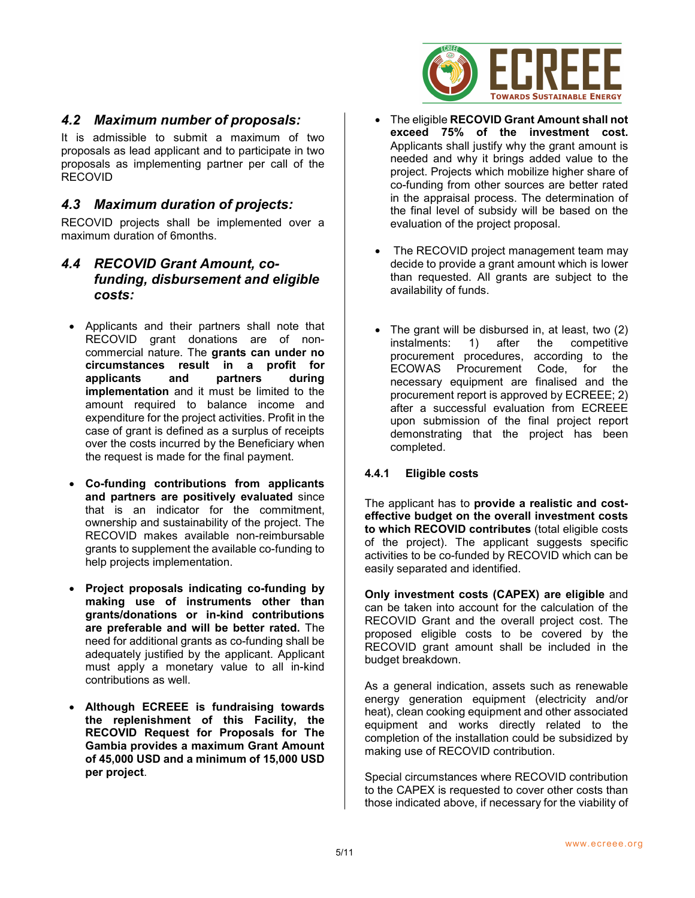## *4.2 Maximum number of proposals:*

It is admissible to submit a maximum of two proposals as lead applicant and to participate in two proposals as implementing partner per call of the RECOVID

## *4.3 Maximum duration of projects:*

RECOVID projects shall be implemented over a maximum duration of 6months.

## *4.4 RECOVID Grant Amount, co-funding, disbursement and eligible costs:*

- Applicants and their partners shall note that RECOVID grant donations are of non-commercial nature. The **grants can under no circumstances result in a profit for applicants and partners during implementation** and it must be limited to the amount required to balance income and expenditure for the project activities. Profit in the case of grant is defined as a surplus of receipts over the costs incurred by the Beneficiary when the request is made for the final payment.

- **Co-funding contributions from applicants and partners are positively evaluated** since that is an indicator for the commitment, ownership and sustainability of the project. The RECOVID makes available non-reimbursable grants to supplement the available co-funding to help projects implementation.

- **Project proposals indicating co-funding by making use of instruments other than grants/donations or in-kind contributions are preferable and will be better rated.** The need for additional grants as co-funding shall be adequately justified by the applicant. Applicant must apply a monetary value to all in-kind contributions as well.

- **Although ECREEE is fundraising towards the replenishment of this Facility, the RECOVID Request for Proposals for The Gambia provides a maximum Grant Amount of 45,000 USD and a minimum of 15,000 USD per project**.

- The eligible **RECOVID Grant Amount shall not exceed 75% of the investment cost.** Applicants shall justify why the grant amount is needed and why it brings added value to the project. Projects which mobilize higher share of co-funding from other sources are better rated in the appraisal process. The determination of the final level of subsidy will be based on the evaluation of the project proposal.

- The RECOVID project management team may decide to provide a grant amount which is lower than requested. All grants are subject to the availability of funds.

- The grant will be disbursed in, at least, two (2) instalments: 1) after the competitive procurement procedures, according to the ECOWAS Procurement Code, for the necessary equipment are finalised and the procurement report is approved by ECREEE; 2) after a successful evaluation from ECREEE upon submission of the final project report demonstrating that the project has been completed.

### 4.4.1 Eligible costs

The applicant has to **provide a realistic and cost-effective budget on the overall investment costs to which RECOVID contributes** (total eligible costs of the project). The applicant suggests specific activities to be co-funded by RECOVID which can be easily separated and identified.

**Only investment costs (CAPEX) are eligible** and can be taken into account for the calculation of the RECOVID Grant and the overall project cost. The proposed eligible costs to be covered by the RECOVID grant amount shall be included in the budget breakdown.

As a general indication, assets such as renewable energy generation equipment (electricity and/or heat), clean cooking equipment and other associated equipment and works directly related to the completion of the installation could be subsidized by making use of RECOVID contribution.

Special circumstances where RECOVID contribution to the CAPEX is requested to cover other costs than those indicated above, if necessary for the viability of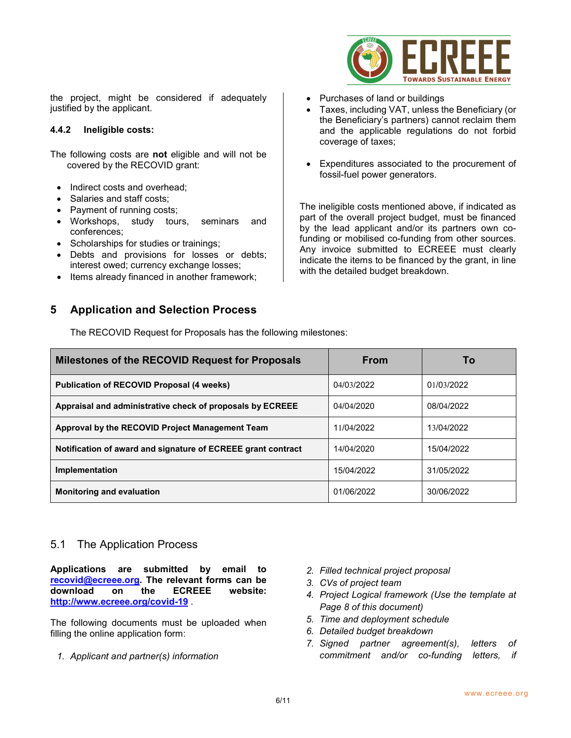the project, might be considered if adequately justified by the applicant.

#### 4.4.2 Ineligible costs:

The following costs are **not** eligible and will not be covered by the RECOVID grant:

- Indirect costs and overhead;
- Salaries and staff costs;
- Payment of running costs;
- Workshops, study tours, seminars and conferences;
- Scholarships for studies or trainings;
- Debts and provisions for losses or debts; interest owed; currency exchange losses;
- Items already financed in another framework;
- Purchases of land or buildings
- Taxes, including VAT, unless the Beneficiary (or the Beneficiary's partners) cannot reclaim them and the applicable regulations do not forbid coverage of taxes;
- Expenditures associated to the procurement of fossil-fuel power generators.

The ineligible costs mentioned above, if indicated as part of the overall project budget, must be financed by the lead applicant and/or its partners own co-funding or mobilised co-funding from other sources. Any invoice submitted to ECREEE must clearly indicate the items to be financed by the grant, in line with the detailed budget breakdown.

# 5 Application and Selection Process

The RECOVID Request for Proposals has the following milestones:

| Milestones of the RECOVID Request for Proposals | From | To |
|---|---|---|
| **Publication of RECOVID Proposal (4 weeks)** | 04/03/2022 | 01/03/2022 |
| **Appraisal and administrative check of proposals by ECREEE** | 04/04/2020 | 08/04/2022 |
| **Approval by the RECOVID Project Management Team** | 11/04/2022 | 13/04/2022 |
| **Notification of award and signature of ECREEE grant contract** | 14/04/2020 | 15/04/2022 |
| **Implementation** | 15/04/2022 | 31/05/2022 |
| **Monitoring and evaluation** | 01/06/2022 | 30/06/2022 |

## 5.1 The Application Process

**Applications are submitted by email to recovid@ecreee.org. The relevant forms can be download on the ECREEE website: http://www.ecreee.org/covid-19** .

The following documents must be uploaded when filling the online application form:

1. *Applicant and partner(s) information*
2. *Filled technical project proposal*
3. *CVs of project team*
4. *Project Logical framework (Use the template at Page 8 of this document)*
5. *Time and deployment schedule*
6. *Detailed budget breakdown*
7. *Signed partner agreement(s), letters of commitment and/or co-funding letters, if*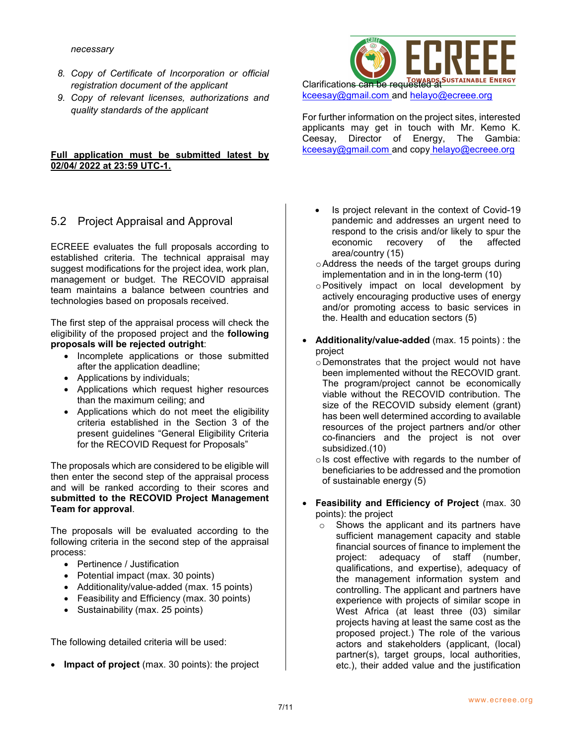*necessary*

8. *Copy of Certificate of Incorporation or official registration document of the applicant*
9. *Copy of relevant licenses, authorizations and quality standards of the applicant*

**Full application must be submitted latest by 02/04/ 2022 at 23:59 UTC-1.**

Clarifications can be requested at kceesay@gmail.com and helayo@ecreee.org

For further information on the project sites, interested applicants may get in touch with Mr. Kemo K. Ceesay, Director of Energy, The Gambia: kceesay@gmail.com and copy helayo@ecreee.org

## 5.2 Project Appraisal and Approval

ECREEE evaluates the full proposals according to established criteria. The technical appraisal may suggest modifications for the project idea, work plan, management or budget. The RECOVID appraisal team maintains a balance between countries and technologies based on proposals received.

The first step of the appraisal process will check the eligibility of the proposed project and the **following proposals will be rejected outright**:

- Incomplete applications or those submitted after the application deadline;
- Applications by individuals;
- Applications which request higher resources than the maximum ceiling; and
- Applications which do not meet the eligibility criteria established in the Section 3 of the present guidelines "General Eligibility Criteria for the RECOVID Request for Proposals"

The proposals which are considered to be eligible will then enter the second step of the appraisal process and will be ranked according to their scores and **submitted to the RECOVID Project Management Team for approval**.

The proposals will be evaluated according to the following criteria in the second step of the appraisal process:

- Pertinence / Justification
- Potential impact (max. 30 points)
- Additionality/value-added (max. 15 points)
- Feasibility and Efficiency (max. 30 points)
- Sustainability (max. 25 points)

The following detailed criteria will be used:

- **Impact of project** (max. 30 points): the project
    - Is project relevant in the context of Covid-19 pandemic and addresses an urgent need to respond to the crisis and/or likely to spur the economic recovery of the affected area/country (15)
    - Address the needs of the target groups during implementation and in in the long-term (10)
    - Positively impact on local development by actively encouraging productive uses of energy and/or promoting access to basic services in the. Health and education sectors (5)

- **Additionality/value-added** (max. 15 points) : the project
    - Demonstrates that the project would not have been implemented without the RECOVID grant. The program/project cannot be economically viable without the RECOVID contribution. The size of the RECOVID subsidy element (grant) has been well determined according to available resources of the project partners and/or other co-financiers and the project is not over subsidized.(10)
    - Is cost effective with regards to the number of beneficiaries to be addressed and the promotion of sustainable energy (5)

- **Feasibility and Efficiency of Project** (max. 30 points): the project
    - Shows the applicant and its partners have sufficient management capacity and stable financial sources of finance to implement the project: adequacy of staff (number, qualifications, and expertise), adequacy of the management information system and controlling. The applicant and partners have experience with projects of similar scope in West Africa (at least three (03) similar projects having at least the same cost as the proposed project.) The role of the various actors and stakeholders (applicant, (local) partner(s), target groups, local authorities, etc.), their added value and the justification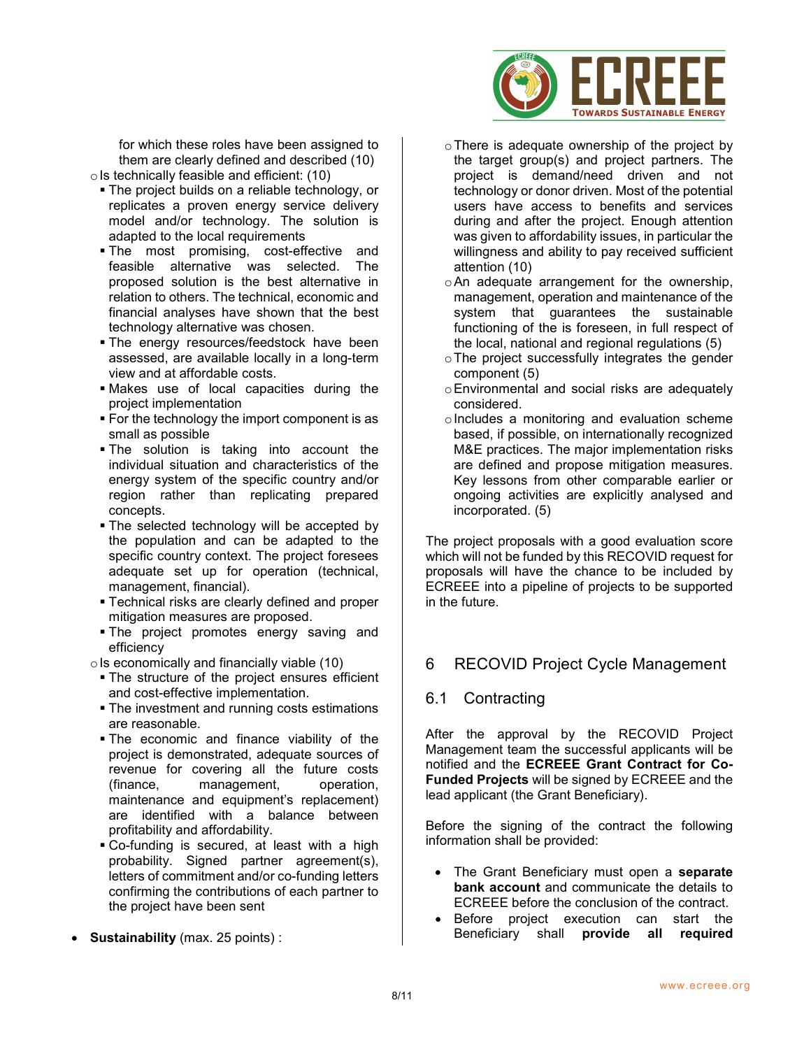for which these roles have been assigned to them are clearly defined and described (10)
- Is technically feasible and efficient: (10)
  - The project builds on a reliable technology, or replicates a proven energy service delivery model and/or technology. The solution is adapted to the local requirements
  - The most promising, cost-effective and feasible alternative was selected. The proposed solution is the best alternative in relation to others. The technical, economic and financial analyses have shown that the best technology alternative was chosen.
  - The energy resources/feedstock have been assessed, are available locally in a long-term view and at affordable costs.
  - Makes use of local capacities during the project implementation
  - For the technology the import component is as small as possible
  - The solution is taking into account the individual situation and characteristics of the energy system of the specific country and/or region rather than replicating prepared concepts.
  - The selected technology will be accepted by the population and can be adapted to the specific country context. The project foresees adequate set up for operation (technical, management, financial).
  - Technical risks are clearly defined and proper mitigation measures are proposed.
  - The project promotes energy saving and efficiency
- Is economically and financially viable (10)
  - The structure of the project ensures efficient and cost-effective implementation.
  - The investment and running costs estimations are reasonable.
  - The economic and finance viability of the project is demonstrated, adequate sources of revenue for covering all the future costs (finance, management, operation, maintenance and equipment's replacement) are identified with a balance between profitability and affordability.
  - Co-funding is secured, at least with a high probability. Signed partner agreement(s), letters of commitment and/or co-funding letters confirming the contributions of each partner to the project have been sent

- **Sustainability** (max. 25 points) :
  - There is adequate ownership of the project by the target group(s) and project partners. The project is demand/need driven and not technology or donor driven. Most of the potential users have access to benefits and services during and after the project. Enough attention was given to affordability issues, in particular the willingness and ability to pay received sufficient attention (10)
  - An adequate arrangement for the ownership, management, operation and maintenance of the system that guarantees the sustainable functioning of the is foreseen, in full respect of the local, national and regional regulations (5)
  - The project successfully integrates the gender component (5)
  - Environmental and social risks are adequately considered.
  - Includes a monitoring and evaluation scheme based, if possible, on internationally recognized M&E practices. The major implementation risks are defined and propose mitigation measures. Key lessons from other comparable earlier or ongoing activities are explicitly analysed and incorporated. (5)

The project proposals with a good evaluation score which will not be funded by this RECOVID request for proposals will have the chance to be included by ECREEE into a pipeline of projects to be supported in the future.

# 6 RECOVID Project Cycle Management

## 6.1 Contracting

After the approval by the RECOVID Project Management team the successful applicants will be notified and the **ECREEE Grant Contract for Co-Funded Projects** will be signed by ECREEE and the lead applicant (the Grant Beneficiary).

Before the signing of the contract the following information shall be provided:

- The Grant Beneficiary must open a **separate bank account** and communicate the details to ECREEE before the conclusion of the contract.
- Before project execution can start the Beneficiary shall **provide all required**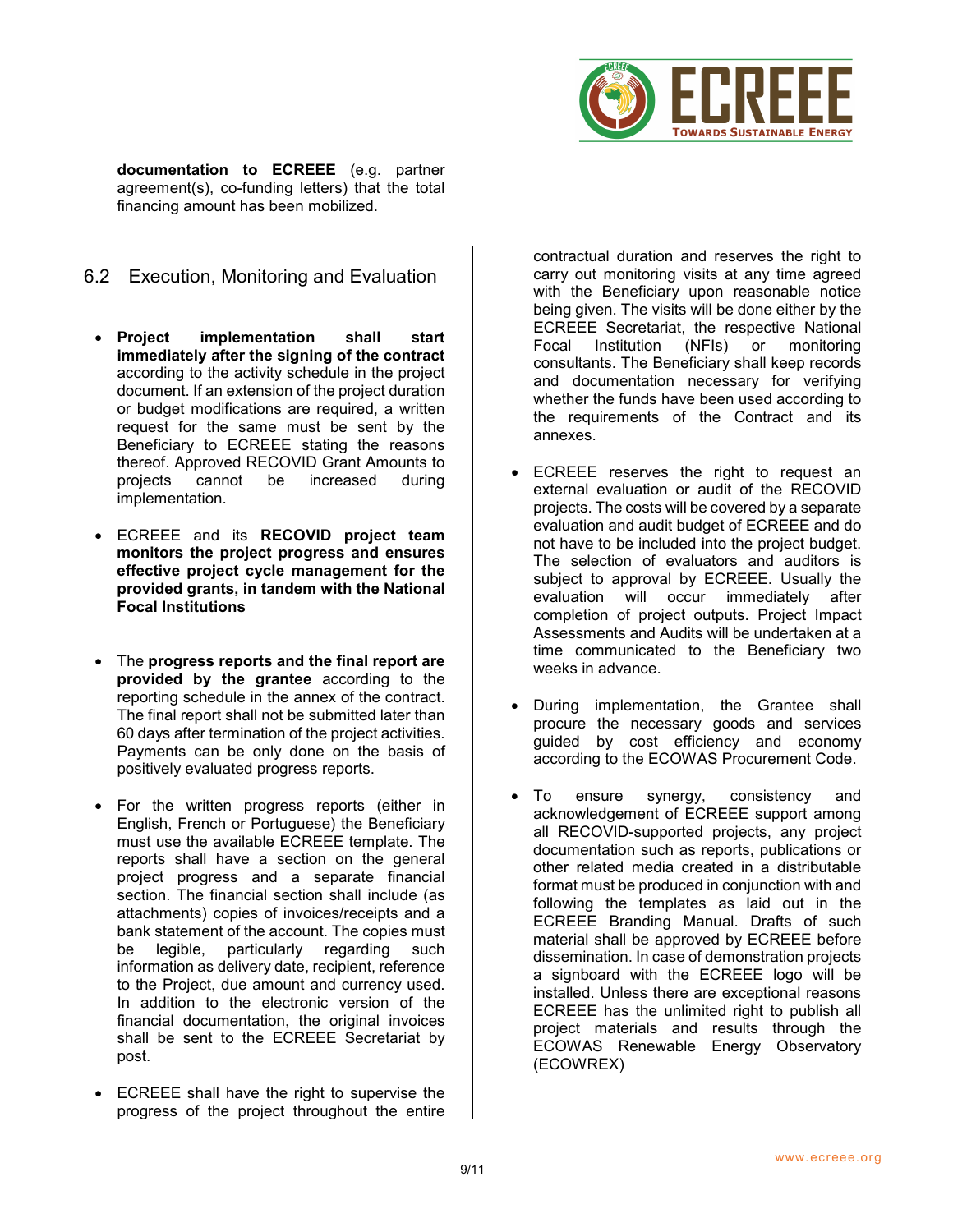**documentation to ECREEE** (e.g. partner agreement(s), co-funding letters) that the total financing amount has been mobilized.

## 6.2 Execution, Monitoring and Evaluation

- **Project implementation shall start immediately after the signing of the contract** according to the activity schedule in the project document. If an extension of the project duration or budget modifications are required, a written request for the same must be sent by the Beneficiary to ECREEE stating the reasons thereof. Approved RECOVID Grant Amounts to projects cannot be increased during implementation.

- ECREEE and its **RECOVID project team monitors the project progress and ensures effective project cycle management for the provided grants, in tandem with the National Focal Institutions**

- The **progress reports and the final report are provided by the grantee** according to the reporting schedule in the annex of the contract. The final report shall not be submitted later than 60 days after termination of the project activities. Payments can be only done on the basis of positively evaluated progress reports.

- For the written progress reports (either in English, French or Portuguese) the Beneficiary must use the available ECREEE template. The reports shall have a section on the general project progress and a separate financial section. The financial section shall include (as attachments) copies of invoices/receipts and a bank statement of the account. The copies must be legible, particularly regarding such information as delivery date, recipient, reference to the Project, due amount and currency used. In addition to the electronic version of the financial documentation, the original invoices shall be sent to the ECREEE Secretariat by post.

- ECREEE shall have the right to supervise the progress of the project throughout the entire contractual duration and reserves the right to carry out monitoring visits at any time agreed with the Beneficiary upon reasonable notice being given. The visits will be done either by the ECREEE Secretariat, the respective National Focal Institution (NFIs) or monitoring consultants. The Beneficiary shall keep records and documentation necessary for verifying whether the funds have been used according to the requirements of the Contract and its annexes.

- ECREEE reserves the right to request an external evaluation or audit of the RECOVID projects. The costs will be covered by a separate evaluation and audit budget of ECREEE and do not have to be included into the project budget. The selection of evaluators and auditors is subject to approval by ECREEE. Usually the evaluation will occur immediately after completion of project outputs. Project Impact Assessments and Audits will be undertaken at a time communicated to the Beneficiary two weeks in advance.

- During implementation, the Grantee shall procure the necessary goods and services guided by cost efficiency and economy according to the ECOWAS Procurement Code.

- To ensure synergy, consistency and acknowledgement of ECREEE support among all RECOVID-supported projects, any project documentation such as reports, publications or other related media created in a distributable format must be produced in conjunction with and following the templates as laid out in the ECREEE Branding Manual. Drafts of such material shall be approved by ECREEE before dissemination. In case of demonstration projects a signboard with the ECREEE logo will be installed. Unless there are exceptional reasons ECREEE has the unlimited right to publish all project materials and results through the ECOWAS Renewable Energy Observatory (ECOWREX)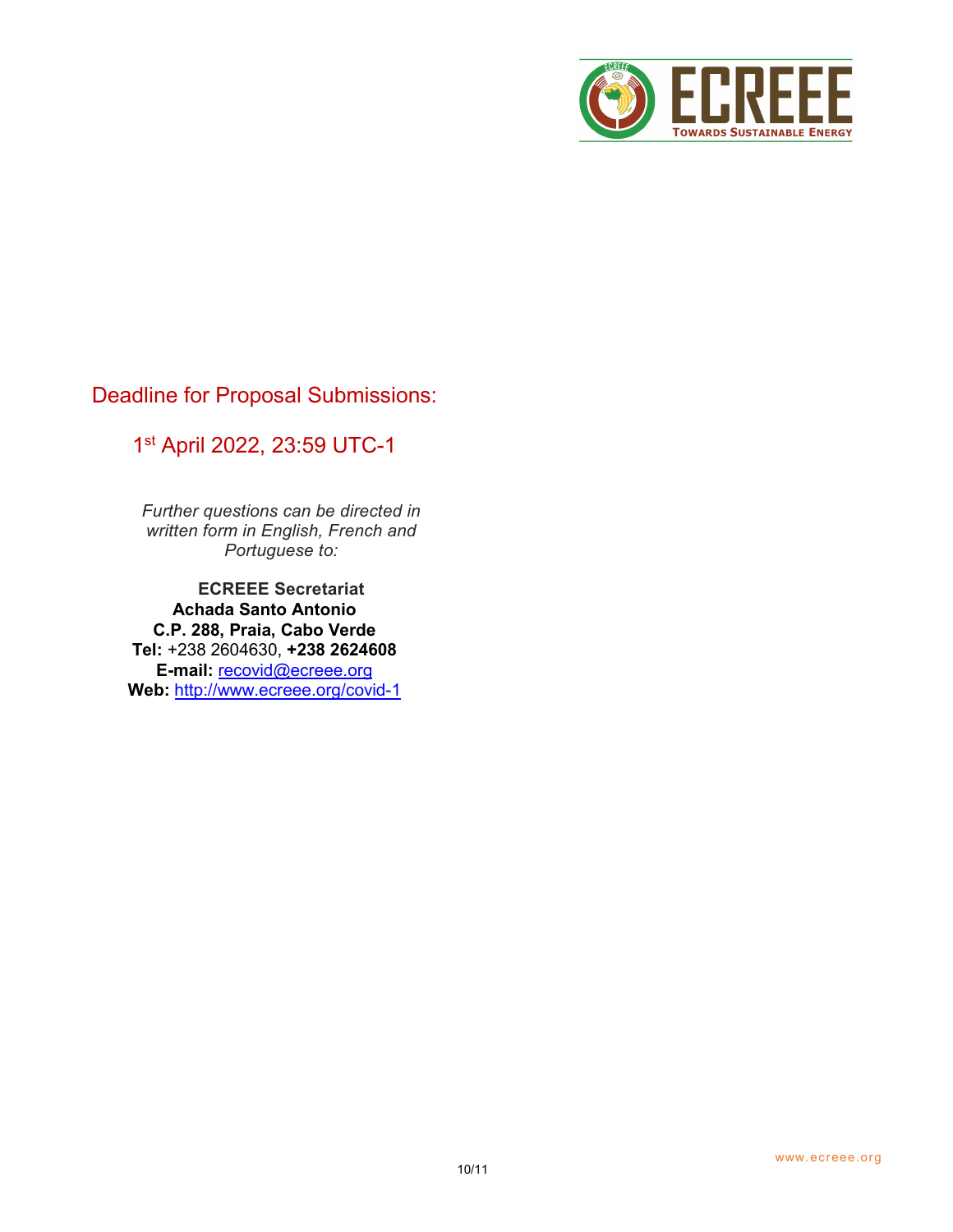Deadline for Proposal Submissions:

1st April 2022, 23:59 UTC-1

*Further questions can be directed in written form in English, French and Portuguese to:*

**ECREEE Secretariat**
**Achada Santo Antonio**
**C.P. 288, Praia, Cabo Verde**
**Tel:** +238 2604630, **+238 2624608**
**E-mail:** recovid@ecreee.org
**Web:** http://www.ecreee.org/covid-1